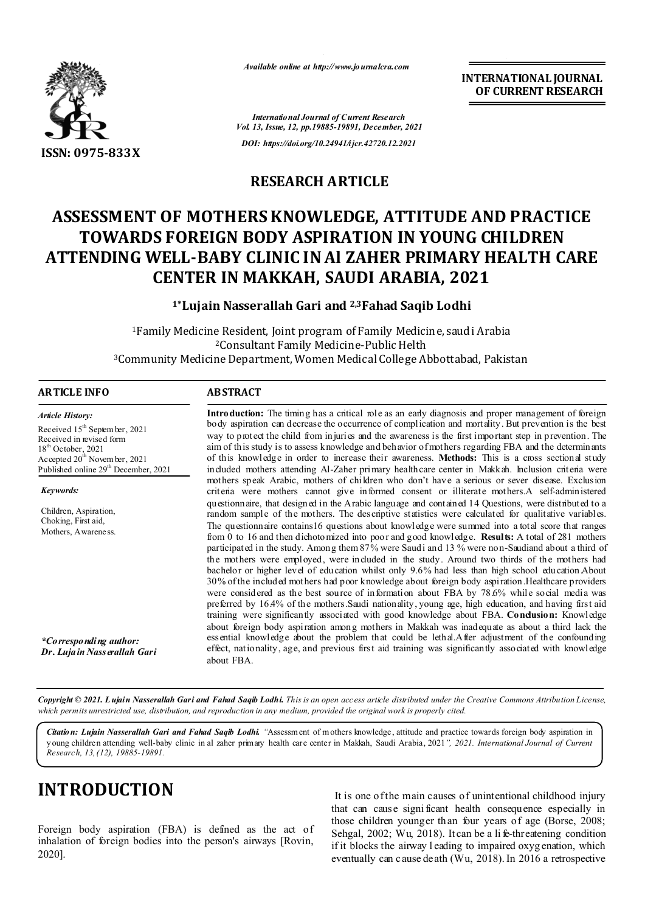Available online at http://www.journalcra.com

International Journal of Current Research
Vol. 13, Issue, 12, pp.19885-19891, December, 2021

DOI: https://doi.org/10.24941/ijcr.42720.12.2021

INTERNATIONAL JOURNAL OF CURRENT RESEARCH

ISSN: 0975-833X

## RESEARCH ARTICLE

# ASSESSMENT OF MOTHERS KNOWLEDGE, ATTITUDE AND PRACTICE TOWARDS FOREIGN BODY ASPIRATION IN YOUNG CHILDREN ATTENDING WELL-BABY CLINIC IN Al ZAHER PRIMARY HEALTH CARE CENTER IN MAKKAH, SAUDI ARABIA, 2021

**[1]*Lujain Nasserallah Gari and [2,3]Fahad Saqib Lodhi**

[1]Family Medicine Resident, Joint program of Family Medicine, saudi Arabia
[2]Consultant Family Medicine-Public Helth
[3]Community Medicine Department, Women Medical College Abbottabad, Pakistan

### ARTICLE INFO

*Article History:*

Received 15th September, 2021
Received in revised form 18th October, 2021
Accepted 20th November, 2021
Published online 29th December, 2021

*Keywords:*

Children, Aspiration, Choking, First aid, Mothers, Awareness.

*\*Corresponding author: Dr. Lujain Nasserallah Gari*

### ABSTRACT

**Introduction:** The timing has a critical role as an early diagnosis and proper management of foreign body aspiration can decrease the occurrence of complication and mortality. But prevention is the best way to protect the child from injuries and the awareness is the first important step in prevention. The aim of this study is to assess knowledge and behavior of mothers regarding FBA and the determinants of this knowledge in order to increase their awareness. **Methods:** This is a cross sectional study included mothers attending Al-Zaher primary healthcare center in Makkah. Inclusion criteria were mothers speak Arabic, mothers of children who don't have a serious or sever disease. Exclusion criteria were mothers cannot give informed consent or illiterate mothers.A self-administered questionnaire, that designed in the Arabic language and contained 14 Questions, were distributed to a random sample of the mothers. The descriptive statistics were calculated for qualitative variables. The questionnaire contains16 questions about knowledge were summed into a total score that ranges from 0 to 16 and then dichotomized into poor and good knowledge. **Results:** A total of 281 mothers participated in the study. Among them 87% were Saudi and 13 % were non-Saudiand about a third of the mothers were employed, were included in the study. Around two thirds of the mothers had bachelor or higher level of education whilst only 9.6% had less than high school education.About 30% of the included mothers had poor knowledge about foreign body aspiration.Healthcare providers were considered as the best source of information about FBA by 78.6% while social media was preferred by 16.4% of the mothers.Saudi nationality, young age, high education, and having first aid training were significantly associated with good knowledge about FBA. **Conclusion:** Knowledge about foreign body aspiration among mothers in Makkah was inadequate as about a third lack the essential knowledge about the problem that could be lethal.After adjustment of the confounding effect, nationality, age, and previous first aid training was significantly associated with knowledge about FBA.

*Copyright © 2021. Lujain Nasserallah Gari and Fahad Saqib Lodhi. This is an open access article distributed under the Creative Commons Attribution License, which permits unrestricted use, distribution, and reproduction in any medium, provided the original work is properly cited.*

*Citation: Lujain Nasserallah Gari and Fahad Saqib Lodhi.* "Assessment of mothers knowledge, attitude and practice towards foreign body aspiration in young children attending well-baby clinic in al zaher primary health care center in Makkah, Saudi Arabia, 2021", *2021. International Journal of Current Research, 13, (12), 19885-19891.*

# INTRODUCTION

Foreign body aspiration (FBA) is defined as the act of inhalation of foreign bodies into the person's airways [Rovin, 2020].

It is one of the main causes of unintentional childhood injury that can cause significant health consequence especially in those children younger than four years of age (Borse, 2008; Sehgal, 2002; Wu, 2018). It can be a life-threatening condition if it blocks the airway leading to impaired oxygenation, which eventually can cause death (Wu, 2018). In 2016 a retrospective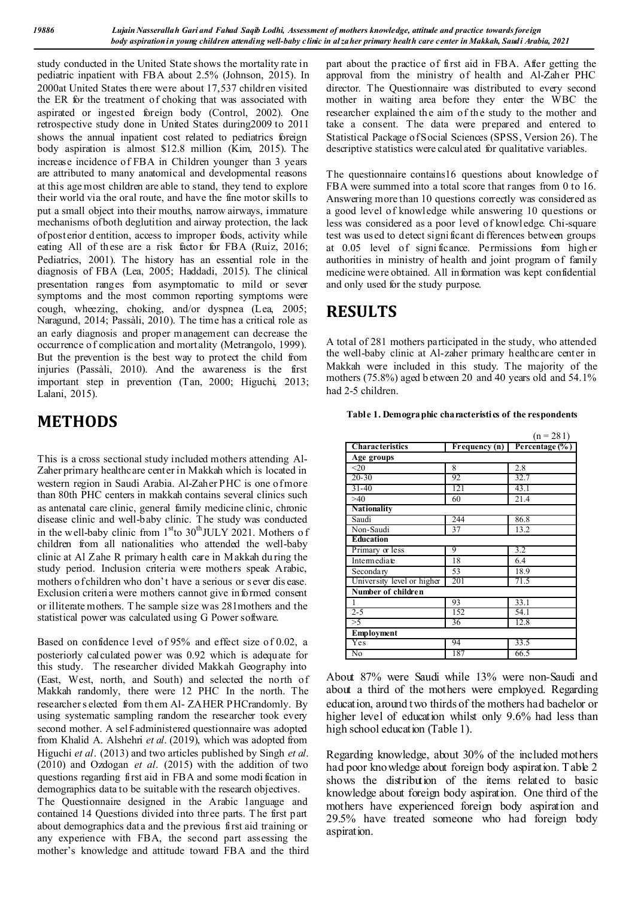study conducted in the United State shows the mortality rate in pediatric inpatient with FBA about 2.5% (Johnson, 2015). In 2000at United States there were about 17,537 children visited the ER for the treatment of choking that was associated with aspirated or ingested foreign body (Control, 2002). One retrospective study done in United States during2009 to 2011 shows the annual inpatient cost related to pediatrics foreign body aspiration is almost $12.8 million (Kim, 2015). The increase incidence of FBA in Children younger than 3 years are attributed to many anatomical and developmental reasons at this age most children are able to stand, they tend to explore their world via the oral route, and have the fine motor skills to put a small object into their mouths, narrow airways, immature mechanisms of both deglutition and airway protection, the lack of posterior dentition, access to improper foods, activity while eating All of these are a risk factor for FBA (Ruiz, 2016; Pediatrics, 2001). The history has an essential role in the diagnosis of FBA (Lea, 2005; Haddadi, 2015). The clinical presentation ranges from asymptomatic to mild or sever symptoms and the most common reporting symptoms were cough, wheezing, choking, and/or dyspnea (Lea, 2005; Naragund, 2014; Passàli, 2010). The time has a critical role as an early diagnosis and proper management can decrease the occurrence of complication and mortality (Metrangolo, 1999). But the prevention is the best way to protect the child from injuries (Passàli, 2010). And the awareness is the first important step in prevention (Tan, 2000; Higuchi, 2013; Lalani, 2015).

# METHODS

This is a cross sectional study included mothers attending Al-Zaher primary healthcare center in Makkah which is located in western region in Saudi Arabia. Al-Zaher PHC is one of more than 80th PHC centers in makkah contains several clinics such as antenatal care clinic, general family medicine clinic, chronic disease clinic and well-baby clinic. The study was conducted in the well-baby clinic from 1st to 30th JULY 2021. Mothers of children from all nationalities who attended the well-baby clinic at Al Zahe R primary health care in Makkah during the study period. Inclusion criteria were mothers speak Arabic, mothers of children who don't have a serious or sever disease. Exclusion criteria were mothers cannot give informed consent or illiterate mothers. The sample size was 281mothers and the statistical power was calculated using G Power software.

Based on confidence level of 95% and effect size of 0.02, a posteriorly calculated power was 0.92 which is adequate for this study. The researcher divided Makkah Geography into (East, West, north, and South) and selected the north of Makkah randomly, there were 12 PHC In the north. The researcher selected from them Al- ZAHER PHCrandomly. By using systematic sampling random the researcher took every second mother. A self-administered questionnaire was adopted from Khalid A. Alshehri *et al*. (2019), which was adopted from Higuchi *et al*. (2013) and two articles published by Singh *et al*. (2010) and Ozdogan *et al*. (2015) with the addition of two questions regarding first aid in FBA and some modification in demographics data to be suitable with the research objectives.

The Questionnaire designed in the Arabic language and contained 14 Questions divided into three parts. The first part about demographics data and the previous first aid training or any experience with FBA, the second part assessing the mother's knowledge and attitude toward FBA and the third part about the practice of first aid in FBA. After getting the approval from the ministry of health and Al-Zaher PHC director. The Questionnaire was distributed to every second mother in waiting area before they enter the WBC the researcher explained the aim of the study to the mother and take a consent. The data were prepared and entered to Statistical Package of Social Sciences (SPSS, Version 26). The descriptive statistics were calculated for qualitative variables.

The questionnaire contains16 questions about knowledge of FBA were summed into a total score that ranges from 0 to 16. Answering more than 10 questions correctly was considered as a good level of knowledge while answering 10 questions or less was considered as a poor level of knowledge. Chi-square test was used to detect significant differences between groups at 0.05 level of significance. Permissions from higher authorities in ministry of health and joint program of family medicine were obtained. All information was kept confidential and only used for the study purpose.

# RESULTS

A total of 281 mothers participated in the study, who attended the well-baby clinic at Al-zaher primary healthcare center in Makkah were included in this study. The majority of the mothers (75.8%) aged between 20 and 40 years old and 54.1% had 2-5 children.

**Table 1. Demographic characteristics of the respondents**

(n = 281)

| Characteristics | Frequency (n) | Percentage (%) |
|---|---|---|
| **Age groups** | | |
| <20 | 8 | 2.8 |
| 20-30 | 92 | 32.7 |
| 31-40 | 121 | 43.1 |
| >40 | 60 | 21.4 |
| **Nationality** | | |
| Saudi | 244 | 86.8 |
| Non-Saudi | 37 | 13.2 |
| **Education** | | |
| Primary or less | 9 | 3.2 |
| Intermediate | 18 | 6.4 |
| Secondary | 53 | 18.9 |
| University level or higher | 201 | 71.5 |
| **Number of children** | | |
| 1 | 93 | 33.1 |
| 2-5 | 152 | 54.1 |
| >5 | 36 | 12.8 |
| **Employment** | | |
| Yes | 94 | 33.5 |
| No | 187 | 66.5 |

About 87% were Saudi while 13% were non-Saudi and about a third of the mothers were employed. Regarding education, around two thirds of the mothers had bachelor or higher level of education whilst only 9.6% had less than high school education (Table 1).

Regarding knowledge, about 30% of the included mothers had poor knowledge about foreign body aspiration. Table 2 shows the distribution of the items related to basic knowledge about foreign body aspiration. One third of the mothers have experienced foreign body aspiration and 29.5% have treated someone who had foreign body aspiration.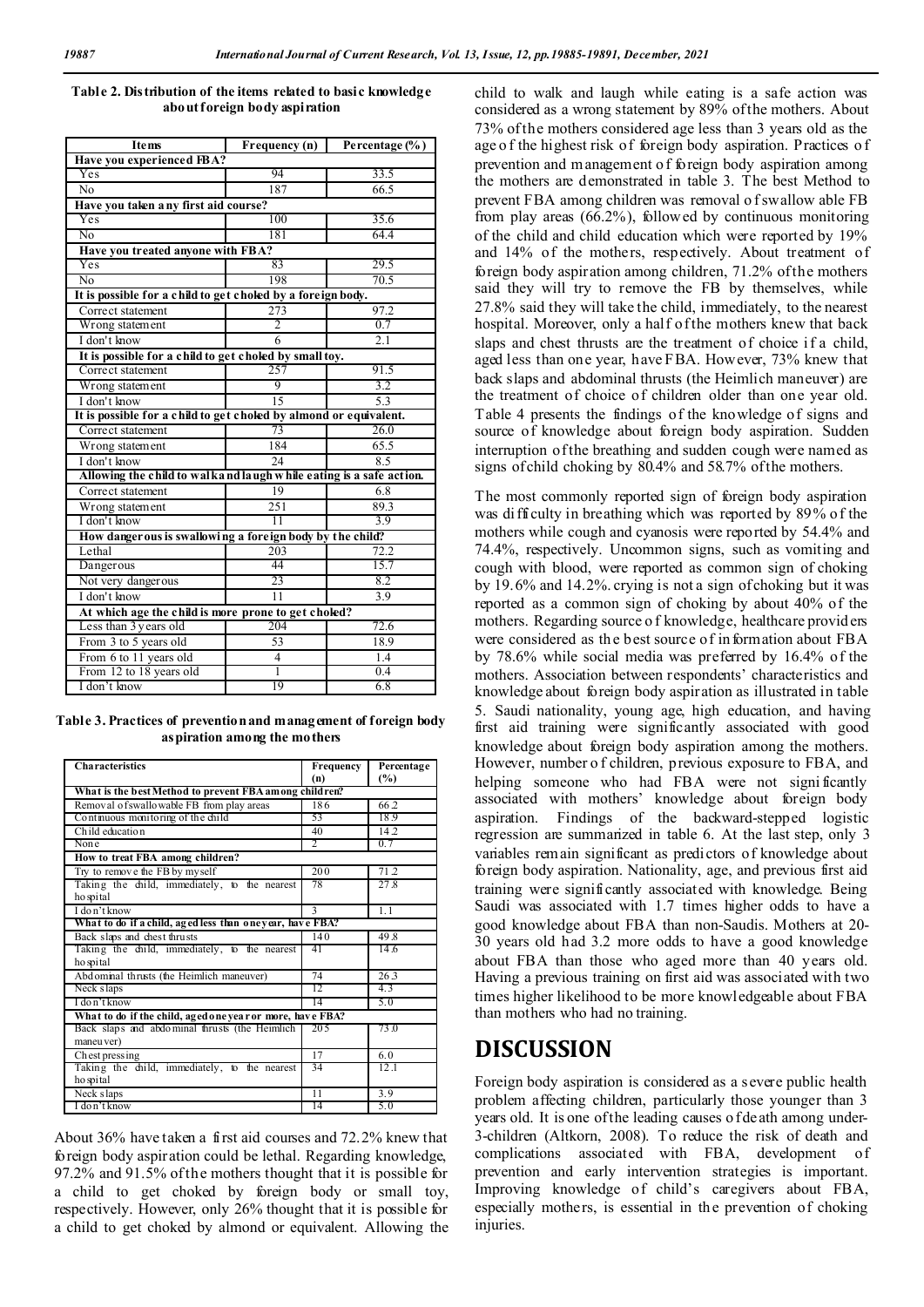**Table 2. Distribution of the items related to basic knowledge about foreign body aspiration**

| Items | Frequency (n) | Percentage (%) |
|---|---|---|
| **Have you experienced FBA?** | | |
| Yes | 94 | 33.5 |
| No | 187 | 66.5 |
| **Have you taken any first aid course?** | | |
| Yes | 100 | 35.6 |
| No | 181 | 64.4 |
| **Have you treated anyone with FBA?** | | |
| Yes | 83 | 29.5 |
| No | 198 | 70.5 |
| **It is possible for a child to get choked by a foreign body.** | | |
| Correct statement | 273 | 97.2 |
| Wrong statement | 2 | 0.7 |
| I don't know | 6 | 2.1 |
| **It is possible for a child to get choked by small toy.** | | |
| Correct statement | 257 | 91.5 |
| Wrong statement | 9 | 3.2 |
| I don't know | 15 | 5.3 |
| **It is possible for a child to get choked by almond or equivalent.** | | |
| Correct statement | 73 | 26.0 |
| Wrong statement | 184 | 65.5 |
| I don't know | 24 | 8.5 |
| **Allowing the child to walk and laugh while eating is a safe action.** | | |
| Correct statement | 19 | 6.8 |
| Wrong statement | 251 | 89.3 |
| I don't know | 11 | 3.9 |
| **How dangerous is swallowing a foreign body by the child?** | | |
| Lethal | 203 | 72.2 |
| Dangerous | 44 | 15.7 |
| Not very dangerous | 23 | 8.2 |
| I don't know | 11 | 3.9 |
| **At which age the child is more prone to get choked?** | | |
| Less than 3 years old | 204 | 72.6 |
| From 3 to 5 years old | 53 | 18.9 |
| From 6 to 11 years old | 4 | 1.4 |
| From 12 to 18 years old | 1 | 0.4 |
| I don't know | 19 | 6.8 |

**Table 3. Practices of prevention and management of foreign body aspiration among the mothers**

| Characteristics | Frequency (n) | Percentage (%) |
|---|---|---|
| **What is the best Method to prevent FBA among children?** | | |
| Removal of swallowable FB from play areas | 186 | 66.2 |
| Continuous monitoring of the child | 53 | 18.9 |
| Child education | 40 | 14.2 |
| None | 2 | 0.7 |
| **How to treat FBA among children?** | | |
| Try to remove the FB by myself | 200 | 71.2 |
| Taking the child, immediately, to the nearest hospital | 78 | 27.8 |
| I don't know | 3 | 1.1 |
| **What to do if a child, aged less than one year, have FBA?** | | |
| Back slaps and chest thrusts | 140 | 49.8 |
| Taking the child, immediately, to the nearest hospital | 41 | 14.6 |
| Abdominal thrusts (the Heimlich maneuver) | 74 | 26.3 |
| Neck slaps | 12 | 4.3 |
| I don't know | 14 | 5.0 |
| **What to do if the child, aged one year or more, have FBA?** | | |
| Back slaps and abdominal thrusts (the Heimlich maneuver) | 205 | 73.0 |
| Chest pressing | 17 | 6.0 |
| Taking the child, immediately, to the nearest hospital | 34 | 12.1 |
| Neck slaps | 11 | 3.9 |
| I don't know | 14 | 5.0 |

About 36% have taken a first aid courses and 72.2% knew that foreign body aspiration could be lethal. Regarding knowledge, 97.2% and 91.5% of the mothers thought that it is possible for a child to get choked by foreign body or small toy, respectively. However, only 26% thought that it is possible for a child to get choked by almond or equivalent. Allowing the child to walk and laugh while eating is a safe action was considered as a wrong statement by 89% of the mothers. About 73% of the mothers considered age less than 3 years old as the age of the highest risk of foreign body aspiration. Practices of prevention and management of foreign body aspiration among the mothers are demonstrated in table 3. The best Method to prevent FBA among children was removal of swallow able FB from play areas (66.2%), followed by continuous monitoring of the child and child education which were reported by 19% and 14% of the mothers, respectively. About treatment of foreign body aspiration among children, 71.2% of the mothers said they will try to remove the FB by themselves, while 27.8% said they will take the child, immediately, to the nearest hospital. Moreover, only a half of the mothers knew that back slaps and chest thrusts are the treatment of choice if a child, aged less than one year, have FBA. However, 73% knew that back slaps and abdominal thrusts (the Heimlich maneuver) are the treatment of choice of children older than one year old. Table 4 presents the findings of the knowledge of signs and source of knowledge about foreign body aspiration. Sudden interruption of the breathing and sudden cough were named as signs of child choking by 80.4% and 58.7% of the mothers.

The most commonly reported sign of foreign body aspiration was difficulty in breathing which was reported by 89% of the mothers while cough and cyanosis were reported by 54.4% and 74.4%, respectively. Uncommon signs, such as vomiting and cough with blood, were reported as common sign of choking by 19.6% and 14.2%. crying is not a sign of choking but it was reported as a common sign of choking by about 40% of the mothers. Regarding source of knowledge, healthcare providers were considered as the best source of information about FBA by 78.6% while social media was preferred by 16.4% of the mothers. Association between respondents' characteristics and knowledge about foreign body aspiration as illustrated in table 5. Saudi nationality, young age, high education, and having first aid training were significantly associated with good knowledge about foreign body aspiration among the mothers. However, number of children, previous exposure to FBA, and helping someone who had FBA were not significantly associated with mothers' knowledge about foreign body aspiration. Findings of the backward-stepped logistic regression are summarized in table 6. At the last step, only 3 variables remain significant as predictors of knowledge about foreign body aspiration. Nationality, age, and previous first aid training were significantly associated with knowledge. Being Saudi was associated with 1.7 times higher odds to have a good knowledge about FBA than non-Saudis. Mothers at 20-30 years old had 3.2 more odds to have a good knowledge about FBA than those who aged more than 40 years old. Having a previous training on first aid was associated with two times higher likelihood to be more knowledgeable about FBA than mothers who had no training.

# DISCUSSION

Foreign body aspiration is considered as a severe public health problem affecting children, particularly those younger than 3 years old. It is one of the leading causes of death among under-3-children (Altkorn, 2008). To reduce the risk of death and complications associated with FBA, development of prevention and early intervention strategies is important. Improving knowledge of child's caregivers about FBA, especially mothers, is essential in the prevention of choking injuries.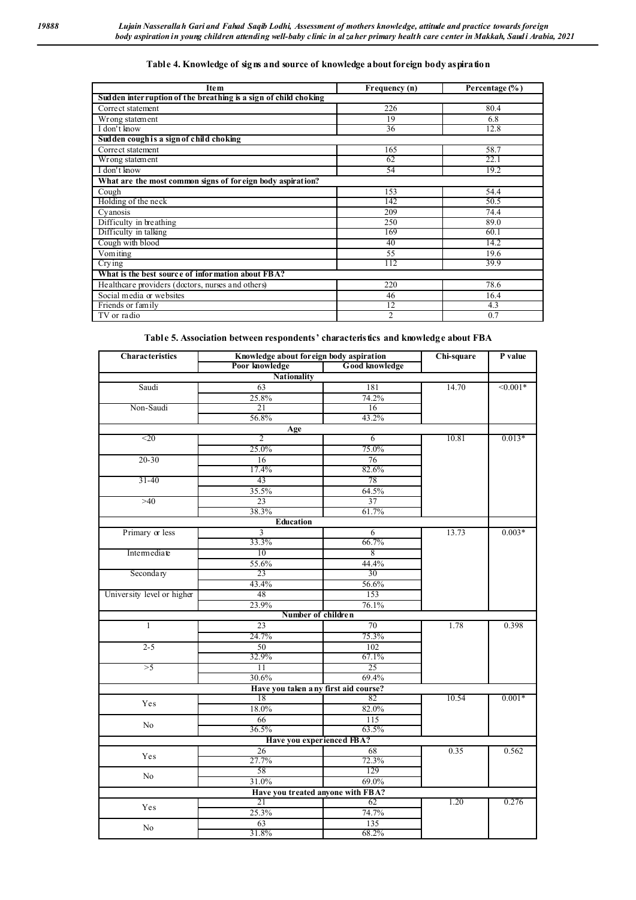**Table 4. Knowledge of signs and source of knowledge about foreign body aspiration**

| Item | Frequency (n) | Percentage (%) |
|---|---|---|
| **Sudden interruption of the breathing is a sign of child choking** | | |
| Correct statement | 226 | 80.4 |
| Wrong statement | 19 | 6.8 |
| I don't know | 36 | 12.8 |
| **Sudden cough is a sign of child choking** | | |
| Correct statement | 165 | 58.7 |
| Wrong statement | 62 | 22.1 |
| I don't know | 54 | 19.2 |
| **What are the most common signs of foreign body aspiration?** | | |
| Cough | 153 | 54.4 |
| Holding of the neck | 142 | 50.5 |
| Cyanosis | 209 | 74.4 |
| Difficulty in breathing | 250 | 89.0 |
| Difficulty in talking | 169 | 60.1 |
| Cough with blood | 40 | 14.2 |
| Vomiting | 55 | 19.6 |
| Crying | 112 | 39.9 |
| **What is the best source of information about FBA?** | | |
| Healthcare providers (doctors, nurses and others) | 220 | 78.6 |
| Social media or websites | 46 | 16.4 |
| Friends or family | 12 | 4.3 |
| TV or radio | 2 | 0.7 |

**Table 5. Association between respondents' characteristics and knowledge about FBA**

| Characteristics | Knowledge about foreign body aspiration | | Chi-square | P value |
|---|---|---|---|---|
| | Poor knowledge | Good knowledge | | |
| **Nationality** | | | | |
| Saudi | 63<br>25.8% | 181<br>74.2% | 14.70 | <0.001* |
| Non-Saudi | 21<br>56.8% | 16<br>43.2% | | |
| **Age** | | | | |
| <20 | 2<br>25.0% | 6<br>75.0% | 10.81 | 0.013* |
| 20-30 | 16<br>17.4% | 76<br>82.6% | | |
| 31-40 | 43<br>35.5% | 78<br>64.5% | | |
| >40 | 23<br>38.3% | 37<br>61.7% | | |
| **Education** | | | | |
| Primary or less | 3<br>33.3% | 6<br>66.7% | 13.73 | 0.003* |
| Intermediate | 10<br>55.6% | 8<br>44.4% | | |
| Secondary | 23<br>43.4% | 30<br>56.6% | | |
| University level or higher | 48<br>23.9% | 153<br>76.1% | | |
| **Number of children** | | | | |
| 1 | 23<br>24.7% | 70<br>75.3% | 1.78 | 0.398 |
| 2-5 | 50<br>32.9% | 102<br>67.1% | | |
| >5 | 11<br>30.6% | 25<br>69.4% | | |
| **Have you taken any first aid course?** | | | | |
| Yes | 18<br>18.0% | 82<br>82.0% | 10.54 | 0.001* |
| No | 66<br>36.5% | 115<br>63.5% | | |
| **Have you experienced FBA?** | | | | |
| Yes | 26<br>27.7% | 68<br>72.3% | 0.35 | 0.562 |
| No | 58<br>31.0% | 129<br>69.0% | | |
| **Have you treated anyone with FBA?** | | | | |
| Yes | 21<br>25.3% | 62<br>74.7% | 1.20 | 0.276 |
| No | 63<br>31.8% | 135<br>68.2% | | |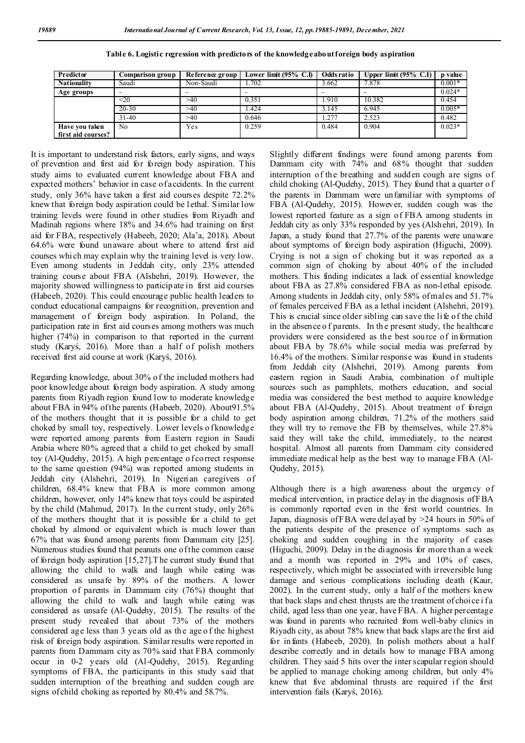**Table 6. Logistic regression with predictors of the knowledge about foreign body aspiration**

| Predictor | Comparison group | Reference group | Lower limit (95% C.I) | Odds ratio | Upper limit (95% C.I) | p value |
|---|---|---|---|---|---|---|
| **Nationality** | Saudi | Non-Saudi | 1.702 | 3.662 | 7.878 | 0.001* |
| **Age groups** | - | - | - | - | - | 0.024* |
| | <20 | >40 | 0.351 | 1.910 | 10.382 | 0.454 |
| | 20-30 | >40 | 1.424 | 3.145 | 6.945 | 0.005* |
| | 31-40 | >40 | 0.646 | 1.277 | 2.523 | 0.482 |
| **Have you taken first aid courses?** | No | Yes | 0.259 | 0.484 | 0.904 | 0.023* |

It is important to understand risk factors, early signs, and ways of prevention and first aid for foreign body aspiration. This study aims to evaluated current knowledge about FBA and expected mothers' behavior in case of accidents. In the current study, only 36% have taken a first aid courses despite 72.2% knew that foreign body aspiration could be lethal. Similar low training levels were found in other studies from Riyadh and Madinah regions where 18% and 34.6% had training on first aid for FBA, respectively (Habeeb, 2020; Ala'a, 2018). About 64.6% were found unaware about where to attend first aid courses which may explain why the training level is very low. Even among students in Jeddah city, only 23% attended training course about FBA (Alshehri, 2019). However, the majority showed willingness to participate in first aid courses (Habeeb, 2020). This could encourage public health leaders to conduct educational campaigns for recognition, prevention and management of foreign body aspiration. In Poland, the participation rate in first aid courses among mothers was much higher (74%) in comparison to that reported in the current study (Karyś, 2016). More than a half of polish mothers received first aid course at work (Karyś, 2016).

Regarding knowledge, about 30% of the included mothers had poor knowledge about foreign body aspiration. A study among parents from Riyadh region found low to moderate knowledge about FBA in 94% of the parents (Habeeb, 2020). About91.5% of the mothers thought that it is possible for a child to get choked by small toy, respectively. Lower levels of knowledge were reported among parents from Eastern region in Saudi Arabia where 80% agreed that a child to get choked by small toy (Al-Qudehy, 2015). A high percentage of correct response to the same question (94%) was reported among students in Jeddah city (Alshehri, 2019). In Nigerian caregivers of children, 68.4% knew that FBA is more common among children, however, only 14% knew that toys could be aspirated by the child (Mahmud, 2017). In the current study, only 26% of the mothers thought that it is possible for a child to get choked by almond or equivalent which is much lower than 67% that was found among parents from Dammam city [25]. Numerous studies found that peanuts one of the common cause of foreign body aspiration [15,27].The current study found that allowing the child to walk and laugh while eating was considered as unsafe by 89% of the mothers. A lower proportion of parents in Dammam city (76%) thought that allowing the child to walk and laugh while eating was considered as unsafe (Al-Qudehy, 2015). The results of the present study revealed that about 73% of the mothers considered age less than 3 years old as the age of the highest risk of foreign body aspiration. Similar results were reported in parents from Dammam city as 70% said that FBA commonly occur in 0-2 years old (Al-Qudehy, 2015). Regarding symptoms of FBA, the participants in this study said that sudden interruption of the breathing and sudden cough are signs of child choking as reported by 80.4% and 58.7%.

Slightly different findings were found among parents from Dammam city with 74% and 68% thought that sudden interruption of the breathing and sudden cough are signs of child choking (Al-Qudehy, 2015). They found that a quarter of the parents in Dammam were unfamiliar with symptoms of FBA (Al-Qudehy, 2015). However, sudden cough was the lowest reported feature as a sign of FBA among students in Jeddah city as only 33% responded by yes (Alshehri, 2019). In Japan, a study found that 27.7% of the parents were unaware about symptoms of foreign body aspiration (Higuchi, 2009). Crying is not a sign of choking but it was reported as a common sign of choking by about 40% of the included mothers. This finding indicates a lack of essential knowledge about FBA as 27.8% considered FBA as non-lethal episode. Among students in Jeddah city, only 58% of males and 51.7% of females perceived FBA as a lethal incident (Alshehri, 2019). This is crucial since older sibling can save the life of the child in the absence of parents. In the present study, the healthcare providers were considered as the best source of information about FBA by 78.6% while social media was preferred by 16.4% of the mothers. Similar response was found in students from Jeddah city (Alshehri, 2019). Among parents from eastern region in Saudi Arabia, combination of multiple sources such as pamphlets, mothers education, and social media was considered the best method to acquire knowledge about FBA (Al-Qudehy, 2015). About treatment of foreign body aspiration among children, 71.2% of the mothers said they will try to remove the FB by themselves, while 27.8% said they will take the child, immediately, to the nearest hospital. Almost all parents from Dammam city considered immediate medical help as the best way to manage FBA (Al-Qudehy, 2015).

Although there is a high awareness about the urgency of medical intervention, in practice delay in the diagnosis of FBA is commonly reported even in the first world countries. In Japan, diagnosis of FBA were delayed by >24 hours in 50% of the patients despite of the presence of symptoms such as choking and sudden coughing in the majority of cases (Higuchi, 2009). Delay in the diagnosis for more than a week and a month was reported in 29% and 10% of cases, respectively, which might be associated with irreversible lung damage and serious complications including death (Kaur, 2002). In the current study, only a half of the mothers knew that back slaps and chest thrusts are the treatment of choice if a child, aged less than one year, have FBA. A higher percentage was found in parents who recruited from well-baby clinics in Riyadh city, as about 78% knew that back slaps are the first aid for infants (Habeeb, 2020). In polish mothers about a half describe correctly and in details how to manage FBA among children. They said 5 hits over the inter scapular region should be applied to manage choking among children, but only 4% knew that five abdominal thrusts are required if the first intervention fails (Karyś, 2016).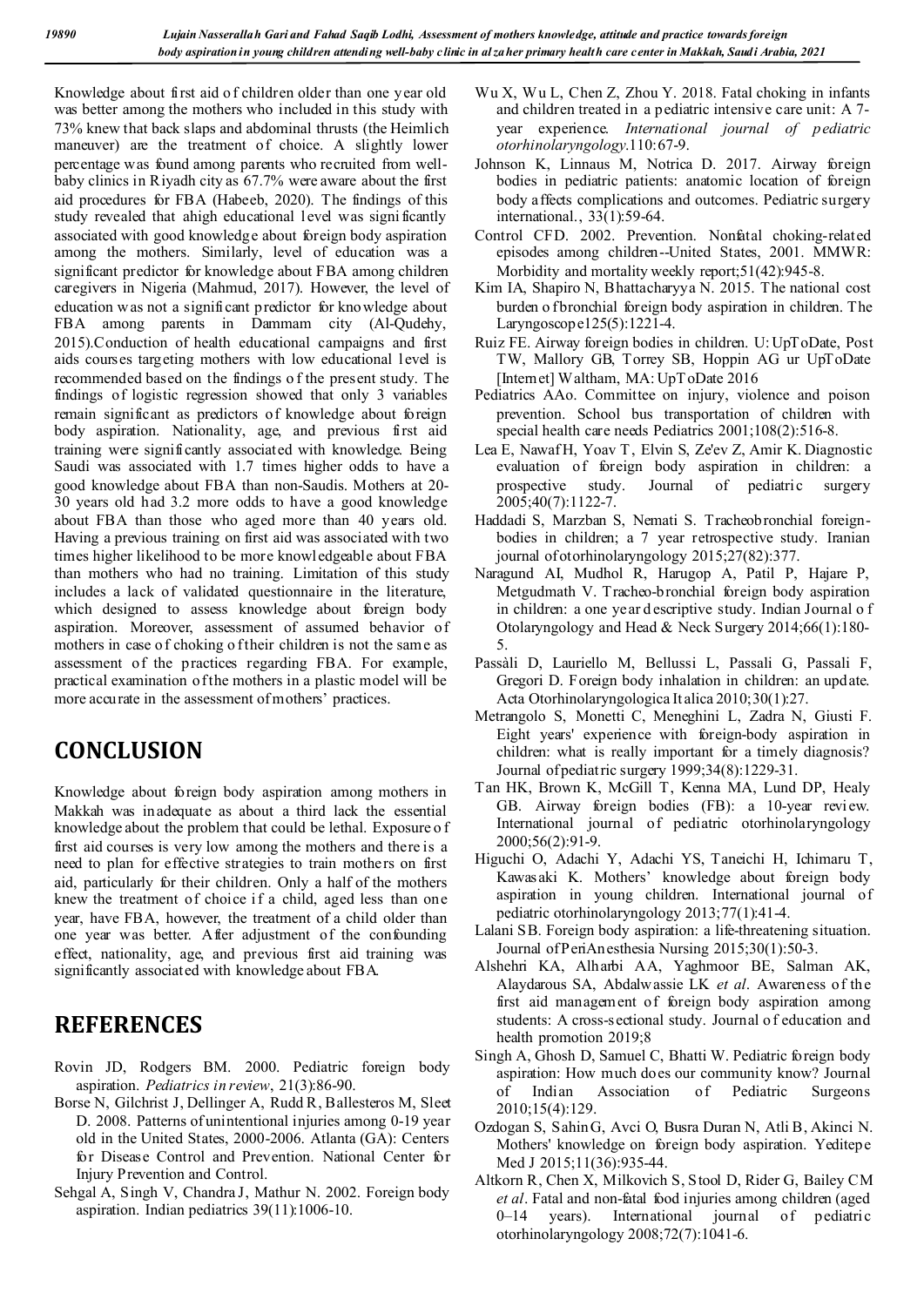Knowledge about first aid of children older than one year old was better among the mothers who included in this study with 73% knew that back slaps and abdominal thrusts (the Heimlich maneuver) are the treatment of choice. A slightly lower percentage was found among parents who recruited from well-baby clinics in Riyadh city as 67.7% were aware about the first aid procedures for FBA (Habeeb, 2020). The findings of this study revealed that ahigh educational level was significantly associated with good knowledge about foreign body aspiration among the mothers. Similarly, level of education was a significant predictor for knowledge about FBA among children caregivers in Nigeria (Mahmud, 2017). However, the level of education was not a significant predictor for knowledge about FBA among parents in Dammam city (Al-Qudehy, 2015).Conduction of health educational campaigns and first aids courses targeting mothers with low educational level is recommended based on the findings of the present study. The findings of logistic regression showed that only 3 variables remain significant as predictors of knowledge about foreign body aspiration. Nationality, age, and previous first aid training were significantly associated with knowledge. Being Saudi was associated with 1.7 times higher odds to have a good knowledge about FBA than non-Saudis. Mothers at 20-30 years old had 3.2 more odds to have a good knowledge about FBA than those who aged more than 40 years old. Having a previous training on first aid was associated with two times higher likelihood to be more knowledgeable about FBA than mothers who had no training. Limitation of this study includes a lack of validated questionnaire in the literature, which designed to assess knowledge about foreign body aspiration. Moreover, assessment of assumed behavior of mothers in case of choking of their children is not the same as assessment of the practices regarding FBA. For example, practical examination of the mothers in a plastic model will be more accurate in the assessment of mothers' practices.

# CONCLUSION

Knowledge about foreign body aspiration among mothers in Makkah was inadequate as about a third lack the essential knowledge about the problem that could be lethal. Exposure of first aid courses is very low among the mothers and there is a need to plan for effective strategies to train mothers on first aid, particularly for their children. Only a half of the mothers knew the treatment of choice if a child, aged less than one year, have FBA, however, the treatment of a child older than one year was better. After adjustment of the confounding effect, nationality, age, and previous first aid training was significantly associated with knowledge about FBA.

# REFERENCES

Rovin JD, Rodgers BM. 2000. Pediatric foreign body aspiration. *Pediatrics in review*, 21(3):86-90.

Borse N, Gilchrist J, Dellinger A, Rudd R, Ballesteros M, Sleet D. 2008. Patterns of unintentional injuries among 0-19 year old in the United States, 2000-2006. Atlanta (GA): Centers for Disease Control and Prevention. National Center for Injury Prevention and Control.

Sehgal A, Singh V, Chandra J, Mathur N. 2002. Foreign body aspiration. Indian pediatrics 39(11):1006-10.

Wu X, Wu L, Chen Z, Zhou Y. 2018. Fatal choking in infants and children treated in a pediatric intensive care unit: A 7-year experience. *International journal of pediatric otorhinolaryngology*.110:67-9.

Johnson K, Linnaus M, Notrica D. 2017. Airway foreign bodies in pediatric patients: anatomic location of foreign body affects complications and outcomes. Pediatric surgery international., 33(1):59-64.

Control CFD. 2002. Prevention. Nonfatal choking-related episodes among children--United States, 2001. MMWR: Morbidity and mortality weekly report;51(42):945-8.

Kim IA, Shapiro N, Bhattacharyya N. 2015. The national cost burden of bronchial foreign body aspiration in children. The Laryngoscope125(5):1221-4.

Ruiz FE. Airway foreign bodies in children. U: UpToDate, Post TW, Mallory GB, Torrey SB, Hoppin AG ur UpToDate [Internet] Waltham, MA: UpToDate 2016

Pediatrics AAo. Committee on injury, violence and poison prevention. School bus transportation of children with special health care needs Pediatrics 2001;108(2):516-8.

Lea E, Nawaf H, Yoav T, Elvin S, Ze'ev Z, Amir K. Diagnostic evaluation of foreign body aspiration in children: a prospective study. Journal of pediatric surgery 2005;40(7):1122-7.

Haddadi S, Marzban S, Nemati S. Tracheobronchial foreign-bodies in children; a 7 year retrospective study. Iranian journal of otorhinolaryngology 2015;27(82):377.

Naragund AI, Mudhol R, Harugop A, Patil P, Hajare P, Metgudmath V. Tracheo-bronchial foreign body aspiration in children: a one year descriptive study. Indian Journal of Otolaryngology and Head & Neck Surgery 2014;66(1):180-5.

Passàli D, Lauriello M, Bellussi L, Passali G, Passali F, Gregori D. Foreign body inhalation in children: an update. Acta Otorhinolaryngologica Italica 2010;30(1):27.

Metrangolo S, Monetti C, Meneghini L, Zadra N, Giusti F. Eight years' experience with foreign-body aspiration in children: what is really important for a timely diagnosis? Journal of pediatric surgery 1999;34(8):1229-31.

Tan HK, Brown K, McGill T, Kenna MA, Lund DP, Healy GB. Airway foreign bodies (FB): a 10-year review. International journal of pediatric otorhinolaryngology 2000;56(2):91-9.

Higuchi O, Adachi Y, Adachi YS, Taneichi H, Ichimaru T, Kawasaki K. Mothers' knowledge about foreign body aspiration in young children. International journal of pediatric otorhinolaryngology 2013;77(1):41-4.

Lalani SB. Foreign body aspiration: a life-threatening situation. Journal of PeriAnesthesia Nursing 2015;30(1):50-3.

Alshehri KA, Alharbi AA, Yaghmoor BE, Salman AK, Alaydarous SA, Abdalwassie LK *et al*. Awareness of the first aid management of foreign body aspiration among students: A cross-sectional study. Journal of education and health promotion 2019;8

Singh A, Ghosh D, Samuel C, Bhatti W. Pediatric foreign body aspiration: How much does our community know? Journal of Indian Association of Pediatric Surgeons 2010;15(4):129.

Ozdogan S, Sahin G, Avci O, Busra Duran N, Atli B, Akinci N. Mothers' knowledge on foreign body aspiration. Yeditepe Med J 2015;11(36):935-44.

Altkorn R, Chen X, Milkovich S, Stool D, Rider G, Bailey CM *et al*. Fatal and non-fatal food injuries among children (aged 0–14 years). International journal of pediatric otorhinolaryngology 2008;72(7):1041-6.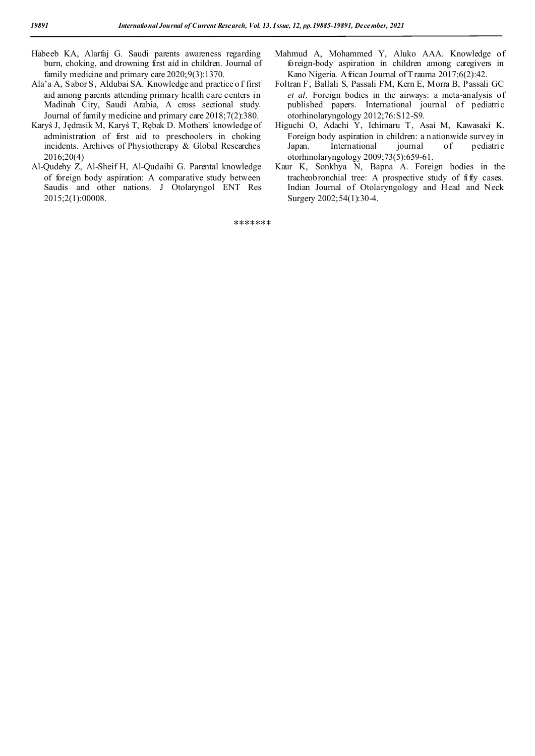Habeeb KA, Alarfaj G. Saudi parents awareness regarding burn, choking, and drowning first aid in children. Journal of family medicine and primary care 2020;9(3):1370.

Ala'a A, Sabor S, Aldubai SA. Knowledge and practice of first aid among parents attending primary health care centers in Madinah City, Saudi Arabia, A cross sectional study. Journal of family medicine and primary care 2018;7(2):380.

Karyś J, Jędrasik M, Karyś T, Rębak D. Mothers' knowledge of administration of first aid to preschoolers in choking incidents. Archives of Physiotherapy & Global Researches 2016;20(4)

Al-Qudehy Z, Al-Sheif H, Al-Qudaihi G. Parental knowledge of foreign body aspiration: A comparative study between Saudis and other nations. J Otolaryngol ENT Res 2015;2(1):00008.

Mahmud A, Mohammed Y, Aluko AAA. Knowledge of foreign-body aspiration in children among caregivers in Kano Nigeria. African Journal of Trauma 2017;6(2):42.

Foltran F, Ballali S, Passali FM, Kern E, Morra B, Passali GC *et al*. Foreign bodies in the airways: a meta-analysis of published papers. International journal of pediatric otorhinolaryngology 2012;76:S12-S9.

Higuchi O, Adachi Y, Ichimaru T, Asai M, Kawasaki K. Foreign body aspiration in children: a nationwide survey in Japan. International journal of pediatric otorhinolaryngology 2009;73(5):659-61.

Kaur K, Sonkhya N, Bapna A. Foreign bodies in the tracheobronchial tree: A prospective study of fifty cases. Indian Journal of Otolaryngology and Head and Neck Surgery 2002;54(1):30-4.

*******